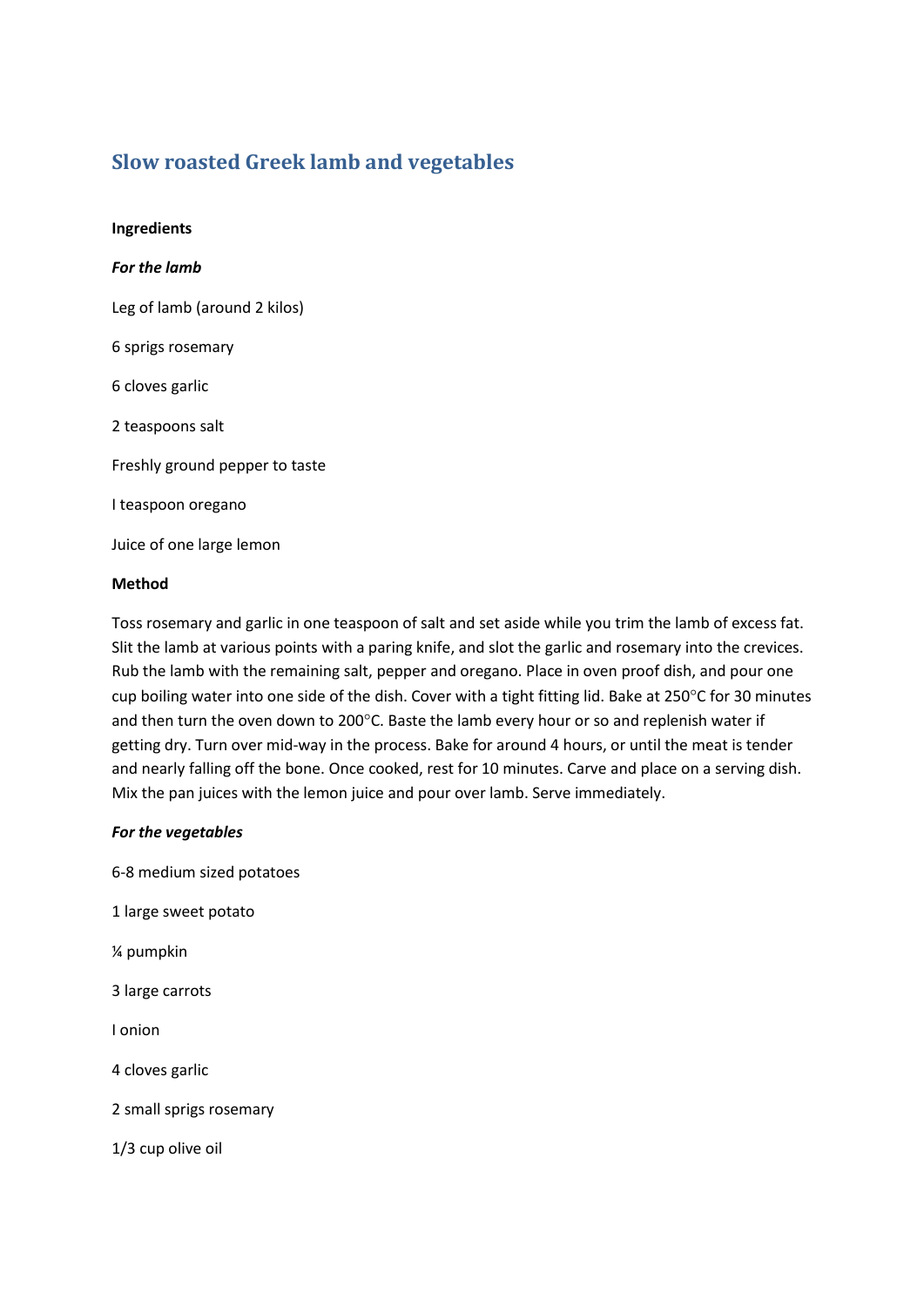# Slow roasted Greek lamb and vegetables

**Ingredients**

***For the lamb***

Leg of lamb (around 2 kilos)

6 sprigs rosemary

6 cloves garlic

2 teaspoons salt

Freshly ground pepper to taste

I teaspoon oregano

Juice of one large lemon

**Method**

Toss rosemary and garlic in one teaspoon of salt and set aside while you trim the lamb of excess fat. Slit the lamb at various points with a paring knife, and slot the garlic and rosemary into the crevices. Rub the lamb with the remaining salt, pepper and oregano. Place in oven proof dish, and pour one cup boiling water into one side of the dish. Cover with a tight fitting lid. Bake at 250°C for 30 minutes and then turn the oven down to 200°C. Baste the lamb every hour or so and replenish water if getting dry. Turn over mid-way in the process. Bake for around 4 hours, or until the meat is tender and nearly falling off the bone. Once cooked, rest for 10 minutes. Carve and place on a serving dish. Mix the pan juices with the lemon juice and pour over lamb. Serve immediately.

***For the vegetables***

6-8 medium sized potatoes

1 large sweet potato

¼ pumpkin

3 large carrots

I onion

4 cloves garlic

2 small sprigs rosemary

1/3 cup olive oil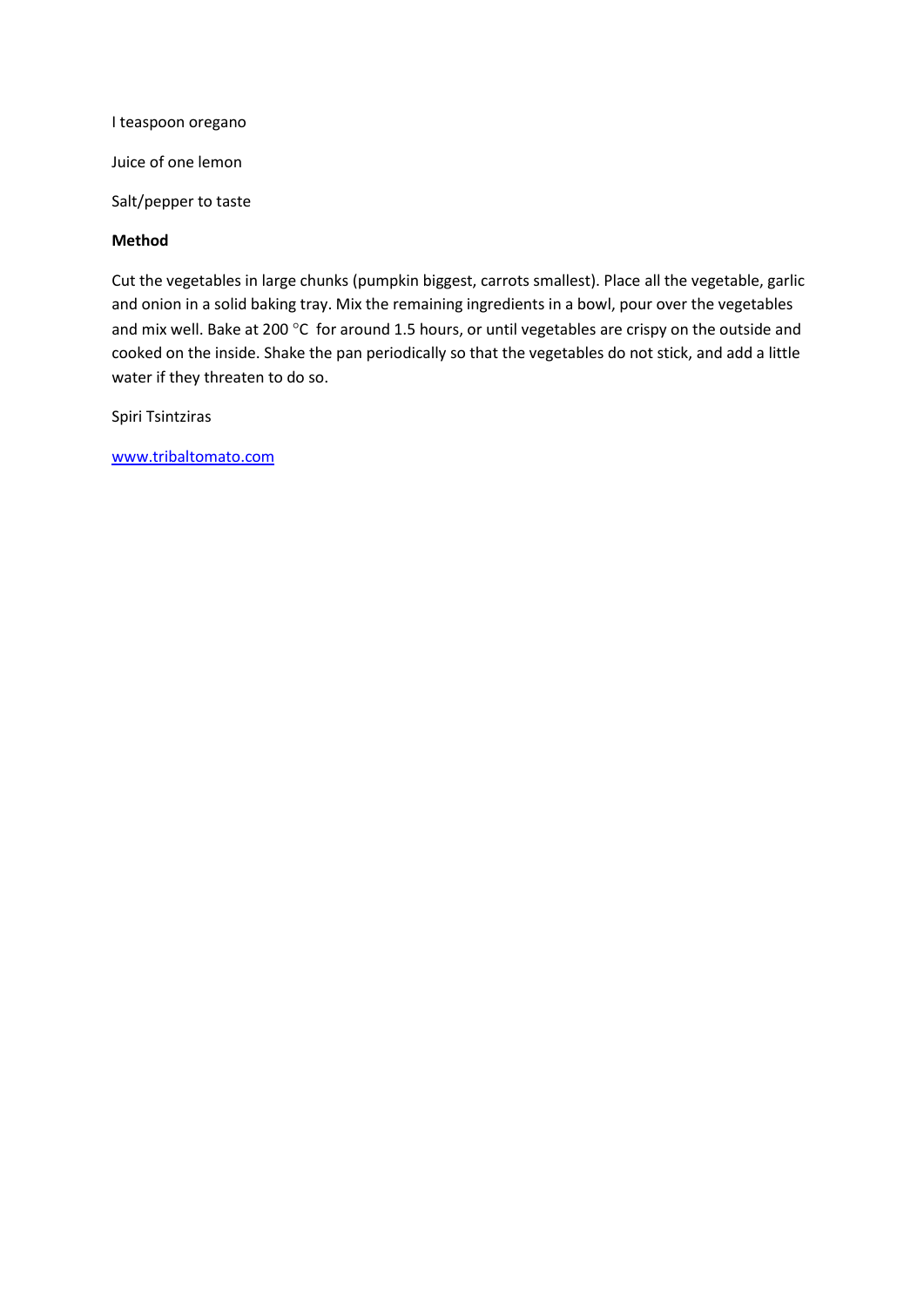I teaspoon oregano

Juice of one lemon

Salt/pepper to taste

**Method**

Cut the vegetables in large chunks (pumpkin biggest, carrots smallest). Place all the vegetable, garlic and onion in a solid baking tray. Mix the remaining ingredients in a bowl, pour over the vegetables and mix well. Bake at 200 °C for around 1.5 hours, or until vegetables are crispy on the outside and cooked on the inside. Shake the pan periodically so that the vegetables do not stick, and add a little water if they threaten to do so.

Spiri Tsintziras

www.tribaltomato.com